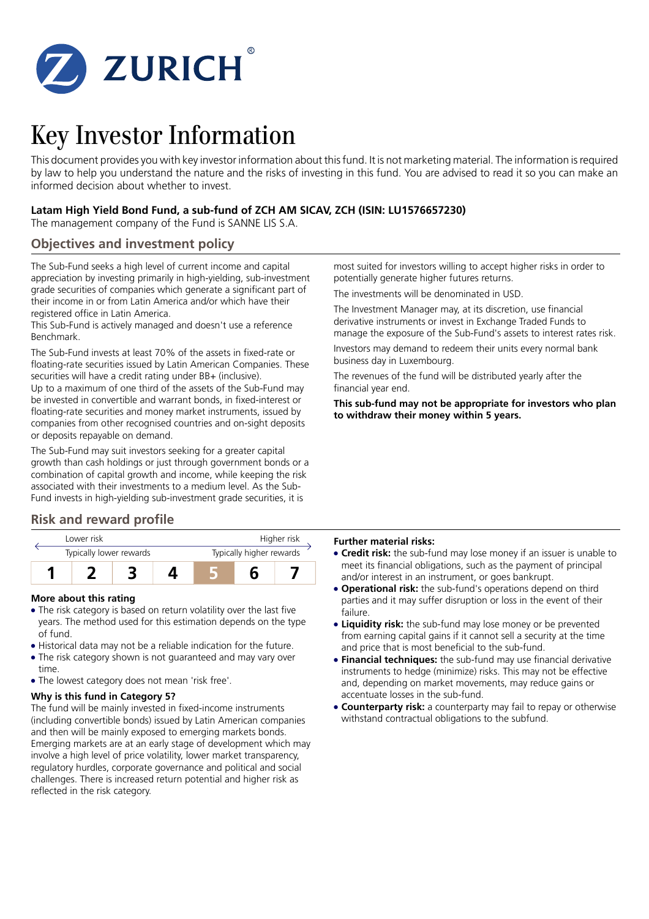ZURICH®

# Key Investor Information

This document provides you with key investor information about this fund. It is not marketing material. The information is required by law to help you understand the nature and the risks of investing in this fund. You are advised to read it so you can make an informed decision about whether to invest.

**Latam High Yield Bond Fund, a sub-fund of ZCH AM SICAV, ZCH (ISIN: LU1576657230)**

The management company of the Fund is SANNE LIS S.A.

## Objectives and investment policy

The Sub-Fund seeks a high level of current income and capital appreciation by investing primarily in high-yielding, sub-investment grade securities of companies which generate a significant part of their income in or from Latin America and/or which have their registered office in Latin America.

This Sub-Fund is actively managed and doesn't use a reference Benchmark.

The Sub-Fund invests at least 70% of the assets in fixed-rate or floating-rate securities issued by Latin American Companies. These securities will have a credit rating under BB+ (inclusive).

Up to a maximum of one third of the assets of the Sub-Fund may be invested in convertible and warrant bonds, in fixed-interest or floating-rate securities and money market instruments, issued by companies from other recognised countries and on-sight deposits or deposits repayable on demand.

The Sub-Fund may suit investors seeking for a greater capital growth than cash holdings or just through government bonds or a combination of capital growth and income, while keeping the risk associated with their investments to a medium level. As the Sub-Fund invests in high-yielding sub-investment grade securities, it is most suited for investors willing to accept higher risks in order to potentially generate higher futures returns.

The investments will be denominated in USD.

The Investment Manager may, at its discretion, use financial derivative instruments or invest in Exchange Traded Funds to manage the exposure of the Sub-Fund's assets to interest rates risk.

Investors may demand to redeem their units every normal bank business day in Luxembourg.

The revenues of the fund will be distributed yearly after the financial year end.

**This sub-fund may not be appropriate for investors who plan to withdraw their money within 5 years.**

## Risk and reward profile

| Lower risk | | | | | | Higher risk |
|---|---|---|---|---|---|---|
| Typically lower rewards | | | | | | Typically higher rewards |
| 1 | 2 | 3 | 4 | **5** | 6 | 7 |

### More about this rating

- The risk category is based on return volatility over the last five years. The method used for this estimation depends on the type of fund.
- Historical data may not be a reliable indication for the future.
- The risk category shown is not guaranteed and may vary over time.
- The lowest category does not mean 'risk free'.

### Why is this fund in Category 5?

The fund will be mainly invested in fixed-income instruments (including convertible bonds) issued by Latin American companies and then will be mainly exposed to emerging markets bonds. Emerging markets are at an early stage of development which may involve a high level of price volatility, lower market transparency, regulatory hurdles, corporate governance and political and social challenges. There is increased return potential and higher risk as reflected in the risk category.

**Further material risks:**

- **Credit risk:** the sub-fund may lose money if an issuer is unable to meet its financial obligations, such as the payment of principal and/or interest in an instrument, or goes bankrupt.
- **Operational risk:** the sub-fund's operations depend on third parties and it may suffer disruption or loss in the event of their failure.
- **Liquidity risk:** the sub-fund may lose money or be prevented from earning capital gains if it cannot sell a security at the time and price that is most beneficial to the sub-fund.
- **Financial techniques:** the sub-fund may use financial derivative instruments to hedge (minimize) risks. This may not be effective and, depending on market movements, may reduce gains or accentuate losses in the sub-fund.
- **Counterparty risk:** a counterparty may fail to repay or otherwise withstand contractual obligations to the subfund.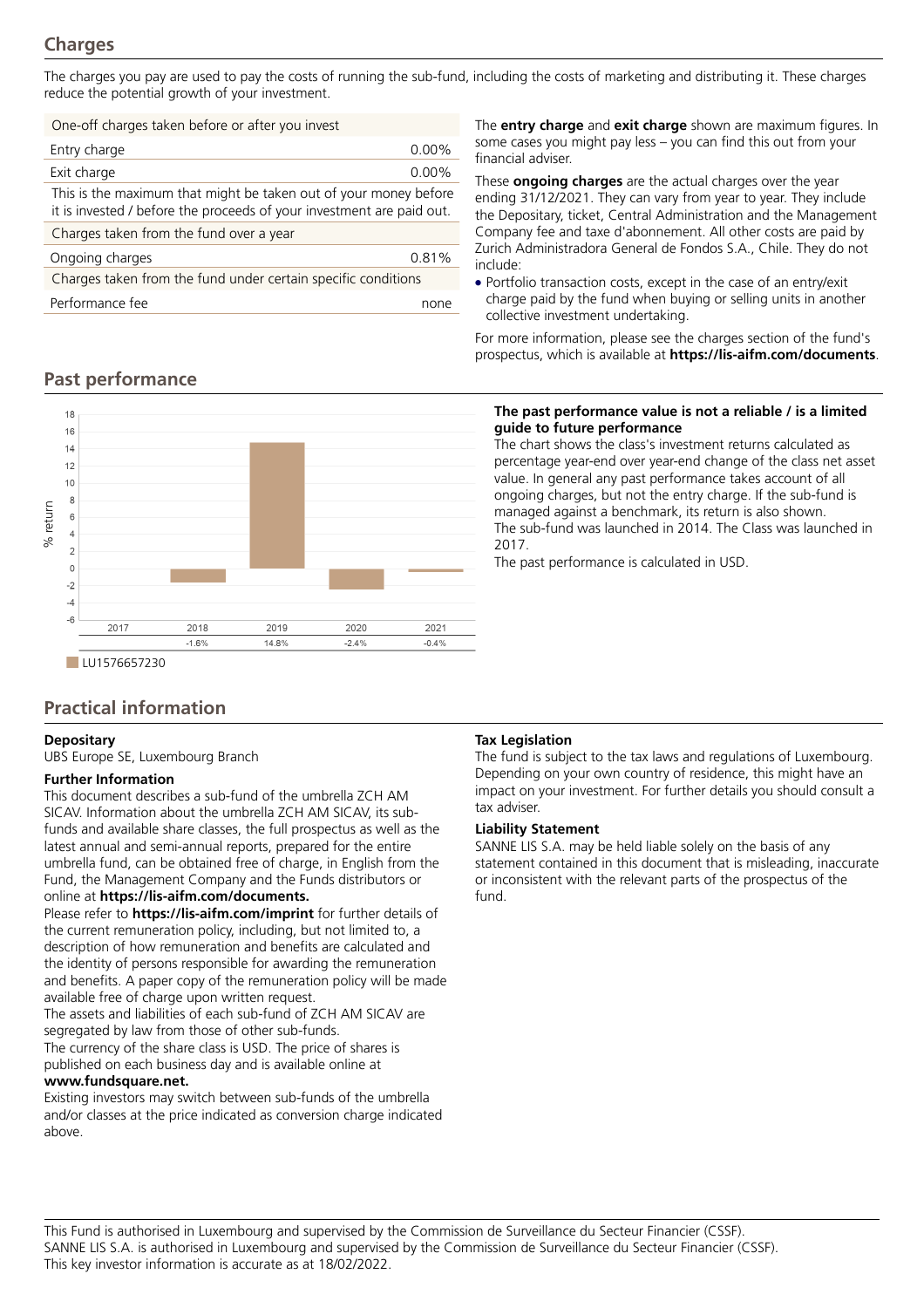## Charges

The charges you pay are used to pay the costs of running the sub-fund, including the costs of marketing and distributing it. These charges reduce the potential growth of your investment.

| One-off charges taken before or after you invest | |
|---|---|
| Entry charge | 0.00% |
| Exit charge | 0.00% |
| This is the maximum that might be taken out of your money before it is invested / before the proceeds of your investment are paid out. | |
| **Charges taken from the fund over a year** | |
| Ongoing charges | 0.81% |
| **Charges taken from the fund under certain specific conditions** | |
| Performance fee | none |

The **entry charge** and **exit charge** shown are maximum figures. In some cases you might pay less – you can find this out from your financial adviser.

These **ongoing charges** are the actual charges over the year ending 31/12/2021. They can vary from year to year. They include the Depositary, ticket, Central Administration and the Management Company fee and taxe d'abonnement. All other costs are paid by Zurich Administradora General de Fondos S.A., Chile. They do not include:

- Portfolio transaction costs, except in the case of an entry/exit charge paid by the fund when buying or selling units in another collective investment undertaking.

For more information, please see the charges section of the fund's prospectus, which is available at **https://lis-aifm.com/documents**.

## Past performance

% return

18
16
14
12
10
8
6
4
2
0
-2
-4
-6

2017 2018 2019 2020 2021

-1.6% 14.8% -2.4% -0.4%

LU1576657230

**The past performance value is not a reliable / is a limited guide to future performance**

The chart shows the class's investment returns calculated as percentage year-end over year-end change of the class net asset value. In general any past performance takes account of all ongoing charges, but not the entry charge. If the sub-fund is managed against a benchmark, its return is also shown.
The sub-fund was launched in 2014. The Class was launched in 2017.
The past performance is calculated in USD.

## Practical information

**Depositary**
UBS Europe SE, Luxembourg Branch

**Further Information**
This document describes a sub-fund of the umbrella ZCH AM SICAV. Information about the umbrella ZCH AM SICAV, its sub-funds and available share classes, the full prospectus as well as the latest annual and semi-annual reports, prepared for the entire umbrella fund, can be obtained free of charge, in English from the Fund, the Management Company and the Funds distributors or online at **https://lis-aifm.com/documents.**
Please refer to **https://lis-aifm.com/imprint** for further details of the current remuneration policy, including, but not limited to, a description of how remuneration and benefits are calculated and the identity of persons responsible for awarding the remuneration and benefits. A paper copy of the remuneration policy will be made available free of charge upon written request.
The assets and liabilities of each sub-fund of ZCH AM SICAV are segregated by law from those of other sub-funds.
The currency of the share class is USD. The price of shares is published on each business day and is available online at **www.fundsquare.net.**
Existing investors may switch between sub-funds of the umbrella and/or classes at the price indicated as conversion charge indicated above.

**Tax Legislation**
The fund is subject to the tax laws and regulations of Luxembourg. Depending on your own country of residence, this might have an impact on your investment. For further details you should consult a tax adviser.

**Liability Statement**
SANNE LIS S.A. may be held liable solely on the basis of any statement contained in this document that is misleading, inaccurate or inconsistent with the relevant parts of the prospectus of the fund.

This Fund is authorised in Luxembourg and supervised by the Commission de Surveillance du Secteur Financier (CSSF).
SANNE LIS S.A. is authorised in Luxembourg and supervised by the Commission de Surveillance du Secteur Financier (CSSF).
This key investor information is accurate as at 18/02/2022.